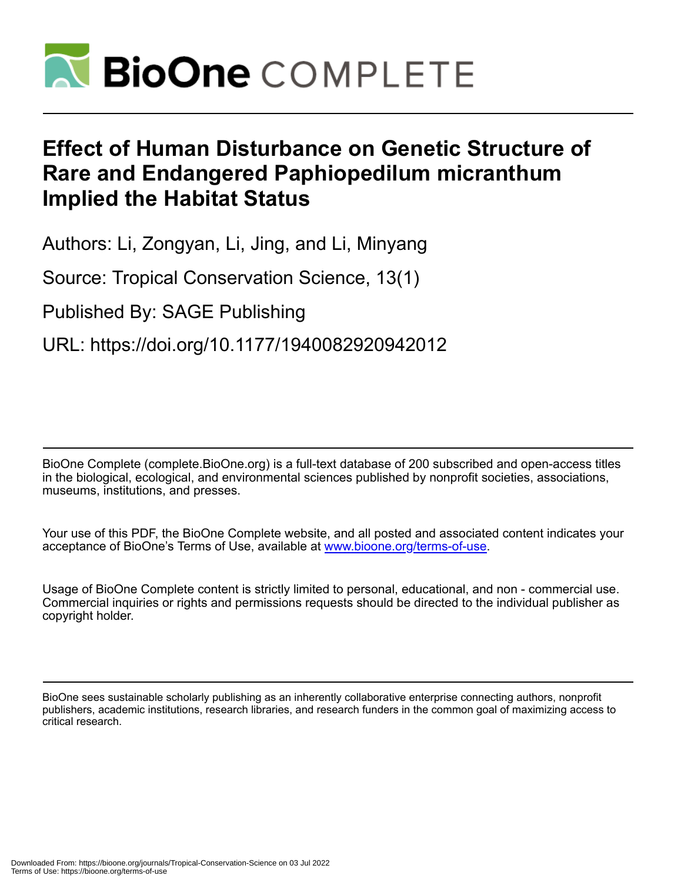# Effect of Human Disturbance on Genetic Structure of Rare and Endangered Paphiopedilum micranthum Implied the Habitat Status

Authors: Li, Zongyan, Li, Jing, and Li, Minyang

Source: Tropical Conservation Science, 13(1)

Published By: SAGE Publishing

URL: https://doi.org/10.1177/1940082920942012

BioOne Complete (complete.BioOne.org) is a full-text database of 200 subscribed and open-access titles in the biological, ecological, and environmental sciences published by nonprofit societies, associations, museums, institutions, and presses.

Your use of this PDF, the BioOne Complete website, and all posted and associated content indicates your acceptance of BioOne's Terms of Use, available at www.bioone.org/terms-of-use.

Usage of BioOne Complete content is strictly limited to personal, educational, and non - commercial use. Commercial inquiries or rights and permissions requests should be directed to the individual publisher as copyright holder.

BioOne sees sustainable scholarly publishing as an inherently collaborative enterprise connecting authors, nonprofit publishers, academic institutions, research libraries, and research funders in the common goal of maximizing access to critical research.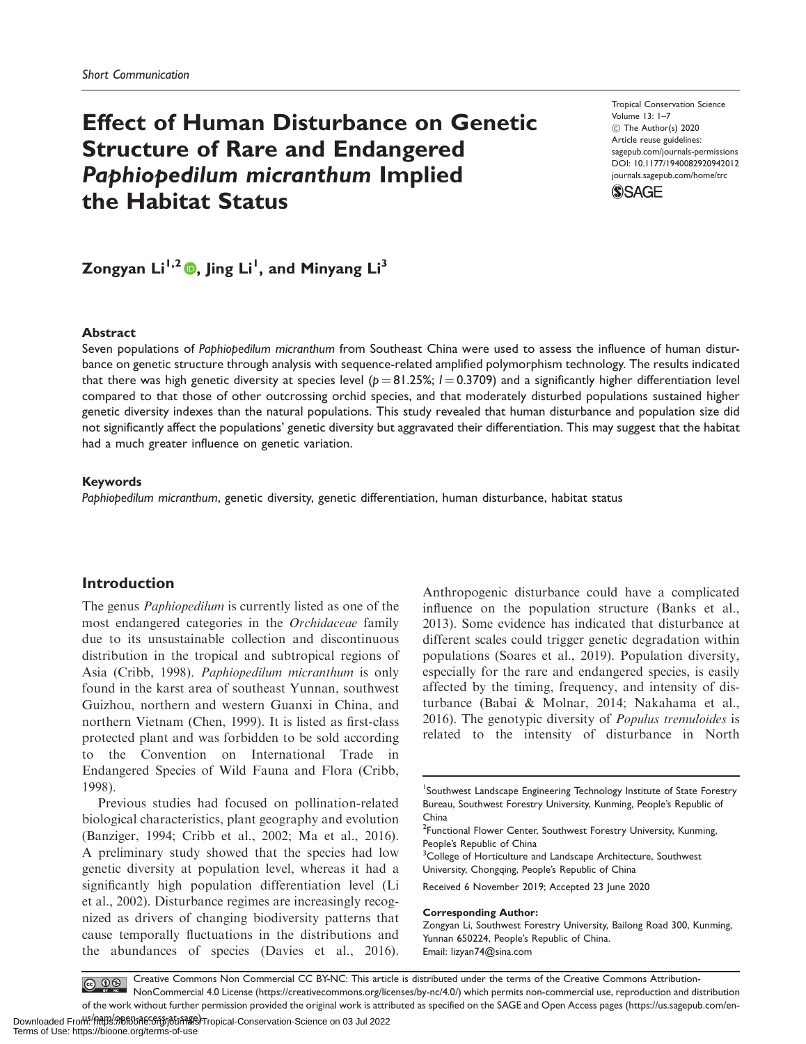Short Communication

# Effect of Human Disturbance on Genetic Structure of Rare and Endangered *Paphiopedilum micranthum* Implied the Habitat Status

Tropical Conservation Science
Volume 13: 1–7
© The Author(s) 2020
Article reuse guidelines:
sagepub.com/journals-permissions
DOI: 10.1177/1940082920942012
journals.sagepub.com/home/trc

**Zongyan Li[1,2], Jing Li[1], and Minyang Li[3]**

## Abstract

Seven populations of *Paphiopedilum micranthum* from Southeast China were used to assess the influence of human disturbance on genetic structure through analysis with sequence-related amplified polymorphism technology. The results indicated that there was high genetic diversity at species level ($p = 81.25\%$; $I = 0.3709$) and a significantly higher differentiation level compared to that those of other outcrossing orchid species, and that moderately disturbed populations sustained higher genetic diversity indexes than the natural populations. This study revealed that human disturbance and population size did not significantly affect the populations' genetic diversity but aggravated their differentiation. This may suggest that the habitat had a much greater influence on genetic variation.

## Keywords

*Paphiopedilum micranthum*, genetic diversity, genetic differentiation, human disturbance, habitat status

## Introduction

The genus *Paphiopedilum* is currently listed as one of the most endangered categories in the *Orchidaceae* family due to its unsustainable collection and discontinuous distribution in the tropical and subtropical regions of Asia (Cribb, 1998). *Paphiopedilum micranthum* is only found in the karst area of southeast Yunnan, southwest Guizhou, northern and western Guanxi in China, and northern Vietnam (Chen, 1999). It is listed as first-class protected plant and was forbidden to be sold according to the Convention on International Trade in Endangered Species of Wild Fauna and Flora (Cribb, 1998).

Previous studies had focused on pollination-related biological characteristics, plant geography and evolution (Banziger, 1994; Cribb et al., 2002; Ma et al., 2016). A preliminary study showed that the species had low genetic diversity at population level, whereas it had a significantly high population differentiation level (Li et al., 2002). Disturbance regimes are increasingly recognized as drivers of changing biodiversity patterns that cause temporally fluctuations in the distributions and the abundances of species (Davies et al., 2016). Anthropogenic disturbance could have a complicated influence on the population structure (Banks et al., 2013). Some evidence has indicated that disturbance at different scales could trigger genetic degradation within populations (Soares et al., 2019). Population diversity, especially for the rare and endangered species, is easily affected by the timing, frequency, and intensity of disturbance (Babai & Molnar, 2014; Nakahama et al., 2016). The genotypic diversity of *Populus tremuloides* is related to the intensity of disturbance in North

[1]Southwest Landscape Engineering Technology Institute of State Forestry Bureau, Southwest Forestry University, Kunming, People's Republic of China
[2]Functional Flower Center, Southwest Forestry University, Kunming, People's Republic of China
[3]College of Horticulture and Landscape Architecture, Southwest University, Chongqing, People's Republic of China

Received 6 November 2019; Accepted 23 June 2020

**Corresponding Author:**
Zongyan Li, Southwest Forestry University, Bailong Road 300, Kunming, Yunnan 650224, People's Republic of China.
Email: lizyan74@sina.com

Creative Commons Non Commercial CC BY-NC: This article is distributed under the terms of the Creative Commons Attribution-NonCommercial 4.0 License (https://creativecommons.org/licenses/by-nc/4.0/) which permits non-commercial use, reproduction and distribution of the work without further permission provided the original work is attributed as specified on the SAGE and Open Access pages (https://us.sagepub.com/en-us/nam/open-access-at-sage).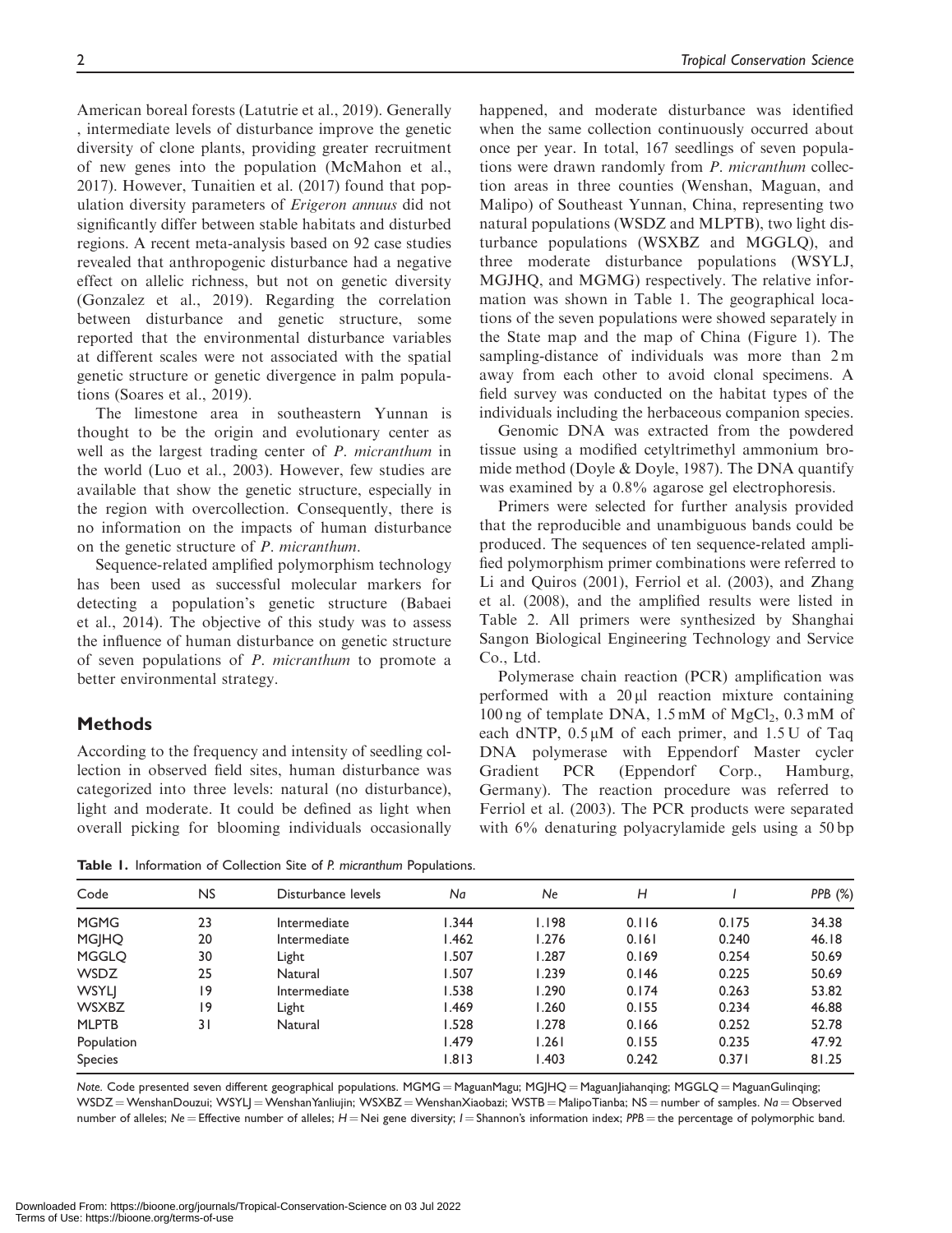American boreal forests (Latutrie et al., 2019). Generally , intermediate levels of disturbance improve the genetic diversity of clone plants, providing greater recruitment of new genes into the population (McMahon et al., 2017). However, Tunaitien et al. (2017) found that population diversity parameters of *Erigeron annuus* did not significantly differ between stable habitats and disturbed regions. A recent meta-analysis based on 92 case studies revealed that anthropogenic disturbance had a negative effect on allelic richness, but not on genetic diversity (Gonzalez et al., 2019). Regarding the correlation between disturbance and genetic structure, some reported that the environmental disturbance variables at different scales were not associated with the spatial genetic structure or genetic divergence in palm populations (Soares et al., 2019).

The limestone area in southeastern Yunnan is thought to be the origin and evolutionary center as well as the largest trading center of *P. micranthum* in the world (Luo et al., 2003). However, few studies are available that show the genetic structure, especially in the region with overcollection. Consequently, there is no information on the impacts of human disturbance on the genetic structure of *P. micranthum*.

Sequence-related amplified polymorphism technology has been used as successful molecular markers for detecting a population's genetic structure (Babaei et al., 2014). The objective of this study was to assess the influence of human disturbance on genetic structure of seven populations of *P. micranthum* to promote a better environmental strategy.

## Methods

According to the frequency and intensity of seedling collection in observed field sites, human disturbance was categorized into three levels: natural (no disturbance), light and moderate. It could be defined as light when overall picking for blooming individuals occasionally happened, and moderate disturbance was identified when the same collection continuously occurred about once per year. In total, 167 seedlings of seven populations were drawn randomly from *P. micranthum* collection areas in three counties (Wenshan, Maguan, and Malipo) of Southeast Yunnan, China, representing two natural populations (WSDZ and MLPTB), two light disturbance populations (WSXBZ and MGGLQ), and three moderate disturbance populations (WSYLJ, MGJHQ, and MGMG) respectively. The relative information was shown in Table 1. The geographical locations of the seven populations were showed separately in the State map and the map of China (Figure 1). The sampling-distance of individuals was more than 2 m away from each other to avoid clonal specimens. A field survey was conducted on the habitat types of the individuals including the herbaceous companion species.

Genomic DNA was extracted from the powdered tissue using a modified cetyltrimethyl ammonium bromide method (Doyle & Doyle, 1987). The DNA quantify was examined by a 0.8% agarose gel electrophoresis.

Primers were selected for further analysis provided that the reproducible and unambiguous bands could be produced. The sequences of ten sequence-related amplified polymorphism primer combinations were referred to Li and Quiros (2001), Ferriol et al. (2003), and Zhang et al. (2008), and the amplified results were listed in Table 2. All primers were synthesized by Shanghai Sangon Biological Engineering Technology and Service Co., Ltd.

Polymerase chain reaction (PCR) amplification was performed with a 20 μl reaction mixture containing 100 ng of template DNA, 1.5 mM of $MgCl_2$, 0.3 mM of each dNTP, 0.5 μM of each primer, and 1.5 U of Taq DNA polymerase with Eppendorf Master cycler Gradient PCR (Eppendorf Corp., Hamburg, Germany). The reaction procedure was referred to Ferriol et al. (2003). The PCR products were separated with 6% denaturing polyacrylamide gels using a 50 bp

**Table 1.** Information of Collection Site of *P. micranthum* Populations.

| Code | NS | Disturbance levels | *Na* | *Ne* | *H* | *I* | *PPB* (%) |
|---|---|---|---|---|---|---|---|
| MGMG | 23 | Intermediate | 1.344 | 1.198 | 0.116 | 0.175 | 34.38 |
| MGJHQ | 20 | Intermediate | 1.462 | 1.276 | 0.161 | 0.240 | 46.18 |
| MGGLQ | 30 | Light | 1.507 | 1.287 | 0.169 | 0.254 | 50.69 |
| WSDZ | 25 | Natural | 1.507 | 1.239 | 0.146 | 0.225 | 50.69 |
| WSYLJ | 19 | Intermediate | 1.538 | 1.290 | 0.174 | 0.263 | 53.82 |
| WSXBZ | 19 | Light | 1.469 | 1.260 | 0.155 | 0.234 | 46.88 |
| MLPTB | 31 | Natural | 1.528 | 1.278 | 0.166 | 0.252 | 52.78 |
| Population | | | 1.479 | 1.261 | 0.155 | 0.235 | 47.92 |
| Species | | | 1.813 | 1.403 | 0.242 | 0.371 | 81.25 |

*Note.* Code presented seven different geographical populations. MGMG = MaguanMagu; MGJHQ = MaguanJiahanqing; MGGLQ = MaguanGulinqing; WSDZ = WenshanDouzui; WSYLJ = WenshanYanliujin; WSXBZ = WenshanXiaobazi; WSTB = MalipoTianba; NS = number of samples. *Na* = Observed number of alleles; *Ne* = Effective number of alleles; *H* = Nei gene diversity; *I* = Shannon's information index; *PPB* = the percentage of polymorphic band.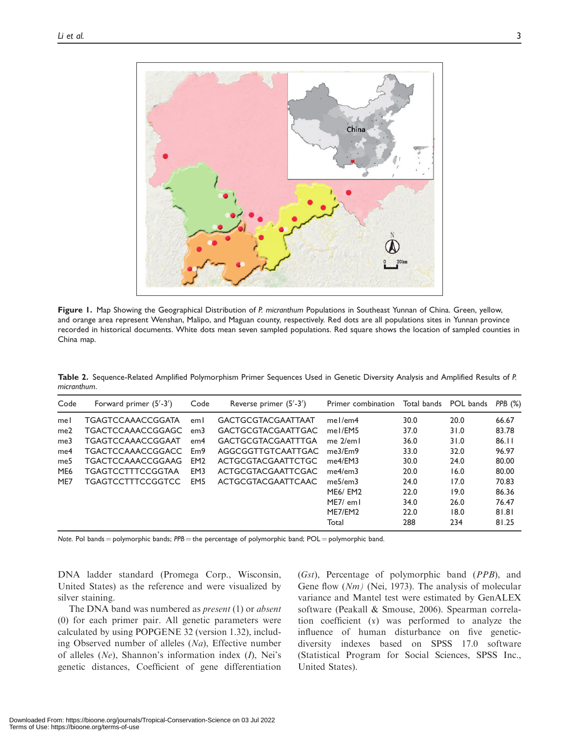**Figure 1.** Map Showing the Geographical Distribution of *P. micranthum* Populations in Southeast Yunnan of China. Green, yellow, and orange area represent Wenshan, Malipo, and Maguan county, respectively. Red dots are all populations sites in Yunnan province recorded in historical documents. White dots mean seven sampled populations. Red square shows the location of sampled counties in China map.

**Table 2.** Sequence-Related Amplified Polymorphism Primer Sequences Used in Genetic Diversity Analysis and Amplified Results of *P. micranthum*.

| Code | Forward primer (5′-3′) | Code | Reverse primer (5′-3′) | Primer combination | Total bands | POL bands | *PPB* (%) |
|---|---|---|---|---|---|---|---|
| me1 | TGAGTCCAAACCGGATA | em1 | GACTGCGTACGAATTAAT | me1/em4 | 30.0 | 20.0 | 66.67 |
| me2 | TGACTCCAAACCGGAGC | em3 | GACTGCGTACGAATTGAC | me1/EM5 | 37.0 | 31.0 | 83.78 |
| me3 | TGAGTCCAAACCGGAAT | em4 | GACTGCGTACGAATTTGA | me 2/em1 | 36.0 | 31.0 | 86.11 |
| me4 | TGACTCCAAACCGGACC | Em9 | AGGCGGTTGTCAATTGAC | me3/Em9 | 33.0 | 32.0 | 96.97 |
| me5 | TGACTCCAAACCGGAAG | EM2 | ACTGCGTACGAATTCTGC | me4/EM3 | 30.0 | 24.0 | 80.00 |
| ME6 | TGAGTCCTTTCCGGTAA | EM3 | ACTGCGTACGAATTCGAC | me4/em3 | 20.0 | 16.0 | 80.00 |
| ME7 | TGAGTCCTTTCCGGTCC | EM5 | ACTGCGTACGAATTCAAC | me5/em3 | 24.0 | 17.0 | 70.83 |
| | | | | ME6/ EM2 | 22.0 | 19.0 | 86.36 |
| | | | | ME7/ em1 | 34.0 | 26.0 | 76.47 |
| | | | | ME7/EM2 | 22.0 | 18.0 | 81.81 |
| | | | | Total | 288 | 234 | 81.25 |

*Note.* Pol bands = polymorphic bands; *PPB* = the percentage of polymorphic band; POL = polymorphic band.

DNA ladder standard (Promega Corp., Wisconsin, United States) as the reference and were visualized by silver staining.

The DNA band was numbered as *present* (1) or *absent* (0) for each primer pair. All genetic parameters were calculated by using POPGENE 32 (version 1.32), including Observed number of alleles (*Na*), Effective number of alleles (*Ne*), Shannon's information index (*I*), Nei's genetic distances, Coefficient of gene differentiation (*Gst*), Percentage of polymorphic band (*PPB*), and Gene flow (*Nm*) (Nei, 1973). The analysis of molecular variance and Mantel test were estimated by GenALEX software (Peakall & Smouse, 2006). Spearman correlation coefficient ($\gamma$) was performed to analyze the influence of human disturbance on five genetic-diversity indexes based on SPSS 17.0 software (Statistical Program for Social Sciences, SPSS Inc., United States).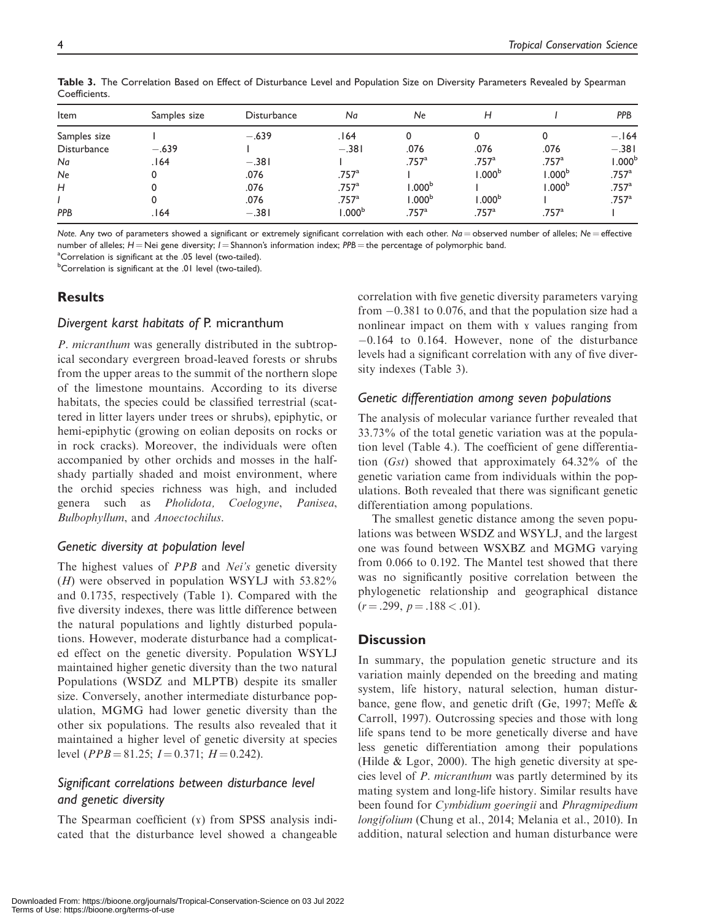**Table 3.** The Correlation Based on Effect of Disturbance Level and Population Size on Diversity Parameters Revealed by Spearman Coefficients.

| Item | Samples size | Disturbance | *Na* | *Ne* | *H* | *I* | *PPB* |
|---|---|---|---|---|---|---|---|
| Samples size | 1 | −.639 | .164 | 0 | 0 | 0 | −.164 |
| Disturbance | −.639 | 1 | −.381 | .076 | .076 | .076 | −.381 |
| *Na* | .164 | −.381 | 1 | .757[a] | .757[a] | .757[a] | 1.000[b] |
| *Ne* | 0 | .076 | .757[a] | 1 | 1.000[b] | 1.000[b] | .757[a] |
| *H* | 0 | .076 | .757[a] | 1.000[b] | 1 | 1.000[b] | .757[a] |
| *I* | 0 | .076 | .757[a] | 1.000[b] | 1.000[b] | 1 | .757[a] |
| *PPB* | .164 | −.381 | 1.000[b] | .757[a] | .757[a] | .757[a] | 1 |

*Note.* Any two of parameters showed a significant or extremely significant correlation with each other. *Na* = observed number of alleles; *Ne* = effective number of alleles; *H* = Nei gene diversity; *I* = Shannon's information index; *PPB* = the percentage of polymorphic band.
[a]Correlation is significant at the .05 level (two-tailed).
[b]Correlation is significant at the .01 level (two-tailed).

## Results

### Divergent karst habitats of *P.* micranthum

*P. micranthum* was generally distributed in the subtropical secondary evergreen broad-leaved forests or shrubs from the upper areas to the summit of the northern slope of the limestone mountains. According to its diverse habitats, the species could be classified terrestrial (scattered in litter layers under trees or shrubs), epiphytic, or hemi-epiphytic (growing on eolian deposits on rocks or in rock cracks). Moreover, the individuals were often accompanied by other orchids and mosses in the half-shady partially shaded and moist environment, where the orchid species richness was high, and included genera such as *Pholidota, Coelogyne*, *Panisea*, *Bulbophyllum*, and *Anoectochilus*.

### Genetic diversity at population level

The highest values of *PPB* and *Nei's* genetic diversity (*H*) were observed in population WSYLJ with 53.82% and 0.1735, respectively (Table 1). Compared with the five diversity indexes, there was little difference between the natural populations and lightly disturbed populations. However, moderate disturbance had a complicated effect on the genetic diversity. Population WSYLJ maintained higher genetic diversity than the two natural Populations (WSDZ and MLPTB) despite its smaller size. Conversely, another intermediate disturbance population, MGMG had lower genetic diversity than the other six populations. The results also revealed that it maintained a higher level of genetic diversity at species level ($PPB = 81.25$; $I = 0.371$; $H = 0.242$).

### Significant correlations between disturbance level and genetic diversity

The Spearman coefficient (ɤ) from SPSS analysis indicated that the disturbance level showed a changeable correlation with five genetic diversity parameters varying from −0.381 to 0.076, and that the population size had a nonlinear impact on them with ɤ values ranging from −0.164 to 0.164. However, none of the disturbance levels had a significant correlation with any of five diversity indexes (Table 3).

### Genetic differentiation among seven populations

The analysis of molecular variance further revealed that 33.73% of the total genetic variation was at the population level (Table 4.). The coefficient of gene differentiation (*Gst*) showed that approximately 64.32% of the genetic variation came from individuals within the populations. Both revealed that there was significant genetic differentiation among populations.

The smallest genetic distance among the seven populations was between WSDZ and WSYLJ, and the largest one was found between WSXBZ and MGMG varying from 0.066 to 0.192. The Mantel test showed that there was no significantly positive correlation between the phylogenetic relationship and geographical distance ($r = .299$, $p = .188 < .01$).

## Discussion

In summary, the population genetic structure and its variation mainly depended on the breeding and mating system, life history, natural selection, human disturbance, gene flow, and genetic drift (Ge, 1997; Meffe & Carroll, 1997). Outcrossing species and those with long life spans tend to be more genetically diverse and have less genetic differentiation among their populations (Hilde & Lgor, 2000). The high genetic diversity at species level of *P. micranthum* was partly determined by its mating system and long-life history. Similar results have been found for *Cymbidium goeringii* and *Phragmipedium longifolium* (Chung et al., 2014; Melania et al., 2010). In addition, natural selection and human disturbance were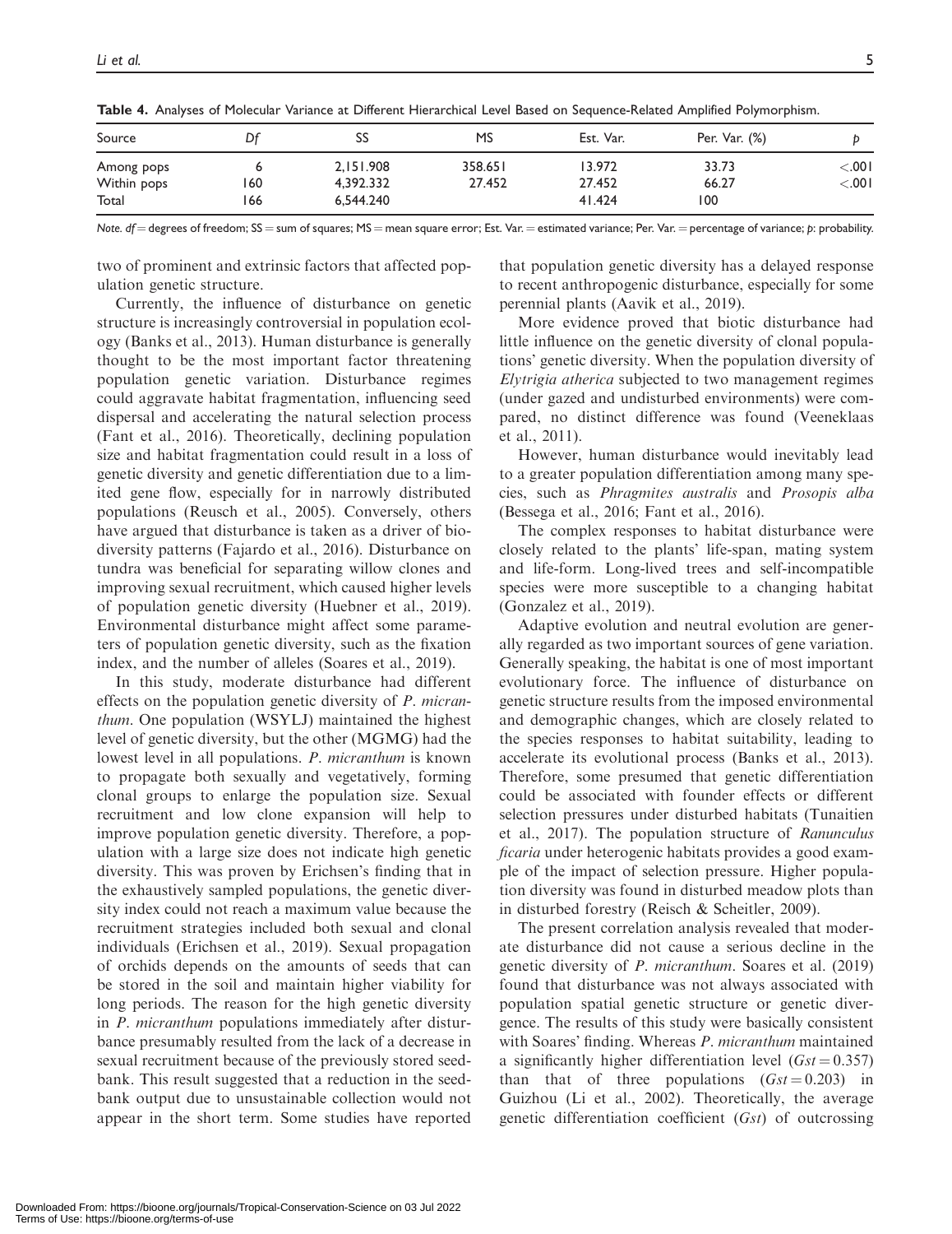**Table 4.** Analyses of Molecular Variance at Different Hierarchical Level Based on Sequence-Related Amplified Polymorphism.

| Source | Df | SS | MS | Est. Var. | Per. Var. (%) | p |
|---|---|---|---|---|---|---|
| Among pops | 6 | 2,151.908 | 358.651 | 13.972 | 33.73 | <.001 |
| Within pops | 160 | 4,392.332 | 27.452 | 27.452 | 66.27 | <.001 |
| Total | 166 | 6,544.240 | | 41.424 | 100 | |

*Note. df* = degrees of freedom; SS = sum of squares; MS = mean square error; Est. Var. = estimated variance; Per. Var. = percentage of variance; *p*: probability.

two of prominent and extrinsic factors that affected population genetic structure.

Currently, the influence of disturbance on genetic structure is increasingly controversial in population ecology (Banks et al., 2013). Human disturbance is generally thought to be the most important factor threatening population genetic variation. Disturbance regimes could aggravate habitat fragmentation, influencing seed dispersal and accelerating the natural selection process (Fant et al., 2016). Theoretically, declining population size and habitat fragmentation could result in a loss of genetic diversity and genetic differentiation due to a limited gene flow, especially for in narrowly distributed populations (Reusch et al., 2005). Conversely, others have argued that disturbance is taken as a driver of biodiversity patterns (Fajardo et al., 2016). Disturbance on tundra was beneficial for separating willow clones and improving sexual recruitment, which caused higher levels of population genetic diversity (Huebner et al., 2019). Environmental disturbance might affect some parameters of population genetic diversity, such as the fixation index, and the number of alleles (Soares et al., 2019).

In this study, moderate disturbance had different effects on the population genetic diversity of *P. micranthum*. One population (WSYLJ) maintained the highest level of genetic diversity, but the other (MGMG) had the lowest level in all populations. *P. micranthum* is known to propagate both sexually and vegetatively, forming clonal groups to enlarge the population size. Sexual recruitment and low clone expansion will help to improve population genetic diversity. Therefore, a population with a large size does not indicate high genetic diversity. This was proven by Erichsen's finding that in the exhaustively sampled populations, the genetic diversity index could not reach a maximum value because the recruitment strategies included both sexual and clonal individuals (Erichsen et al., 2019). Sexual propagation of orchids depends on the amounts of seeds that can be stored in the soil and maintain higher viability for long periods. The reason for the high genetic diversity in *P. micranthum* populations immediately after disturbance presumably resulted from the lack of a decrease in sexual recruitment because of the previously stored seedbank. This result suggested that a reduction in the seedbank output due to unsustainable collection would not appear in the short term. Some studies have reported that population genetic diversity has a delayed response to recent anthropogenic disturbance, especially for some perennial plants (Aavik et al., 2019).

More evidence proved that biotic disturbance had little influence on the genetic diversity of clonal populations' genetic diversity. When the population diversity of *Elytrigia atherica* subjected to two management regimes (under gazed and undisturbed environments) were compared, no distinct difference was found (Veeneklaas et al., 2011).

However, human disturbance would inevitably lead to a greater population differentiation among many species, such as *Phragmites australis* and *Prosopis alba* (Bessega et al., 2016; Fant et al., 2016).

The complex responses to habitat disturbance were closely related to the plants' life-span, mating system and life-form. Long-lived trees and self-incompatible species were more susceptible to a changing habitat (Gonzalez et al., 2019).

Adaptive evolution and neutral evolution are generally regarded as two important sources of gene variation. Generally speaking, the habitat is one of most important evolutionary force. The influence of disturbance on genetic structure results from the imposed environmental and demographic changes, which are closely related to the species responses to habitat suitability, leading to accelerate its evolutional process (Banks et al., 2013). Therefore, some presumed that genetic differentiation could be associated with founder effects or different selection pressures under disturbed habitats (Tunaitien et al., 2017). The population structure of *Ranunculus ficaria* under heterogenic habitats provides a good example of the impact of selection pressure. Higher population diversity was found in disturbed meadow plots than in disturbed forestry (Reisch & Scheitler, 2009).

The present correlation analysis revealed that moderate disturbance did not cause a serious decline in the genetic diversity of *P. micranthum*. Soares et al. (2019) found that disturbance was not always associated with population spatial genetic structure or genetic divergence. The results of this study were basically consistent with Soares' finding. Whereas *P. micranthum* maintained a significantly higher differentiation level ($Gst = 0.357$) than that of three populations ($Gst = 0.203$) in Guizhou (Li et al., 2002). Theoretically, the average genetic differentiation coefficient ($Gst$) of outcrossing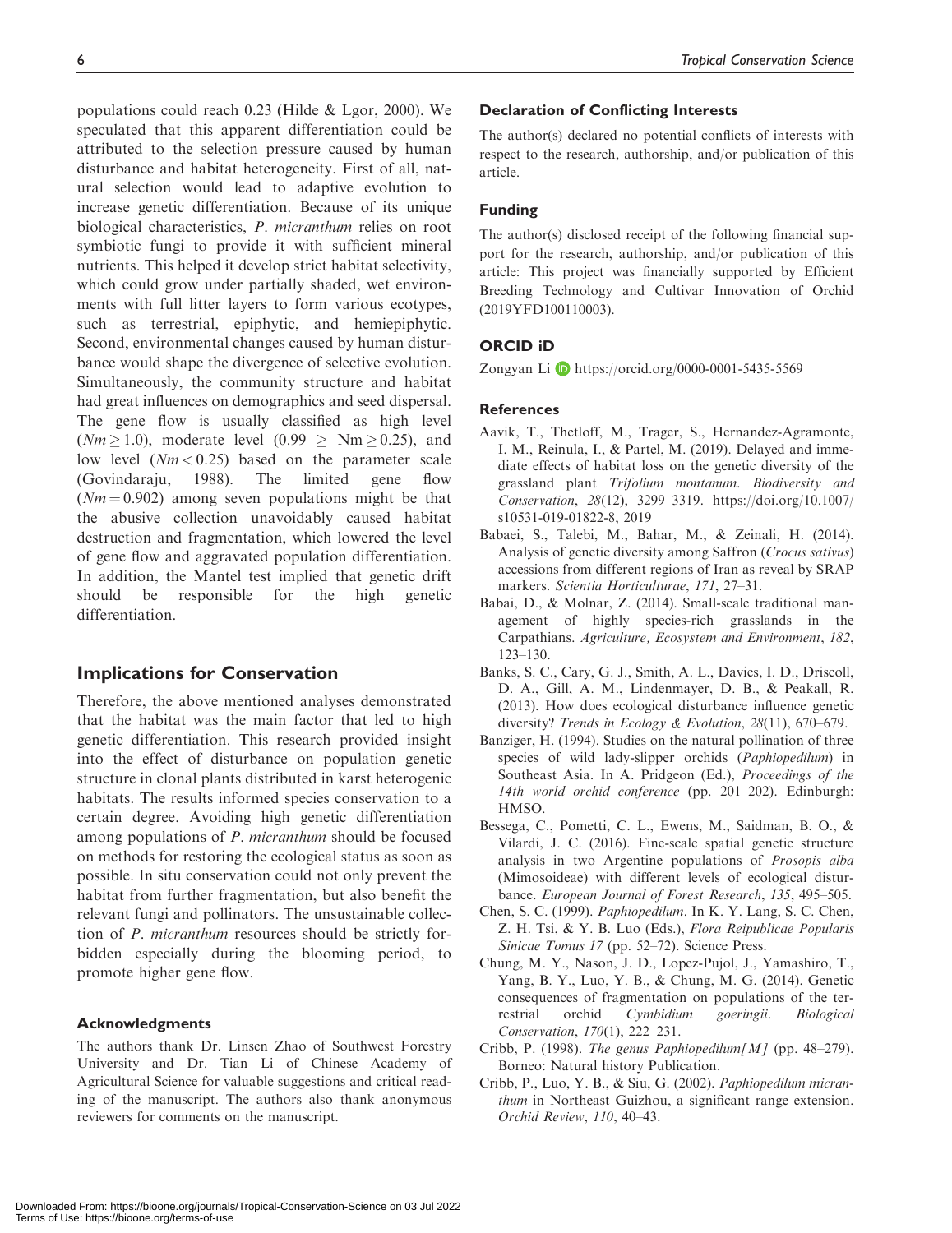populations could reach 0.23 (Hilde & Lgor, 2000). We speculated that this apparent differentiation could be attributed to the selection pressure caused by human disturbance and habitat heterogeneity. First of all, natural selection would lead to adaptive evolution to increase genetic differentiation. Because of its unique biological characteristics, *P. micranthum* relies on root symbiotic fungi to provide it with sufficient mineral nutrients. This helped it develop strict habitat selectivity, which could grow under partially shaded, wet environments with full litter layers to form various ecotypes, such as terrestrial, epiphytic, and hemiepiphytic. Second, environmental changes caused by human disturbance would shape the divergence of selective evolution. Simultaneously, the community structure and habitat had great influences on demographics and seed dispersal. The gene flow is usually classified as high level ($Nm \geq 1.0$), moderate level ($0.99 \geq Nm \geq 0.25$), and low level ($Nm < 0.25$) based on the parameter scale (Govindaraju, 1988). The limited gene flow ($Nm = 0.902$) among seven populations might be that the abusive collection unavoidably caused habitat destruction and fragmentation, which lowered the level of gene flow and aggravated population differentiation. In addition, the Mantel test implied that genetic drift should be responsible for the high genetic differentiation.

## Implications for Conservation

Therefore, the above mentioned analyses demonstrated that the habitat was the main factor that led to high genetic differentiation. This research provided insight into the effect of disturbance on population genetic structure in clonal plants distributed in karst heterogenic habitats. The results informed species conservation to a certain degree. Avoiding high genetic differentiation among populations of *P. micranthum* should be focused on methods for restoring the ecological status as soon as possible. In situ conservation could not only prevent the habitat from further fragmentation, but also benefit the relevant fungi and pollinators. The unsustainable collection of *P. micranthum* resources should be strictly forbidden especially during the blooming period, to promote higher gene flow.

### Acknowledgments

The authors thank Dr. Linsen Zhao of Southwest Forestry University and Dr. Tian Li of Chinese Academy of Agricultural Science for valuable suggestions and critical reading of the manuscript. The authors also thank anonymous reviewers for comments on the manuscript.

### Declaration of Conflicting Interests

The author(s) declared no potential conflicts of interests with respect to the research, authorship, and/or publication of this article.

### Funding

The author(s) disclosed receipt of the following financial support for the research, authorship, and/or publication of this article: This project was financially supported by Efficient Breeding Technology and Cultivar Innovation of Orchid (2019YFD100110003).

### ORCID iD

Zongyan Li https://orcid.org/0000-0001-5435-5569

### References

Aavik, T., Thetloff, M., Trager, S., Hernandez-Agramonte, I. M., Reinula, I., & Partel, M. (2019). Delayed and immediate effects of habitat loss on the genetic diversity of the grassland plant *Trifolium montanum*. *Biodiversity and Conservation*, *28*(12), 3299–3319. https://doi.org/10.1007/s10531-019-01822-8, 2019

Babaei, S., Talebi, M., Bahar, M., & Zeinali, H. (2014). Analysis of genetic diversity among Saffron (*Crocus sativus*) accessions from different regions of Iran as reveal by SRAP markers. *Scientia Horticulturae*, *171*, 27–31.

Babai, D., & Molnar, Z. (2014). Small-scale traditional management of highly species-rich grasslands in the Carpathians. *Agriculture, Ecosystem and Environment*, *182*, 123–130.

Banks, S. C., Cary, G. J., Smith, A. L., Davies, I. D., Driscoll, D. A., Gill, A. M., Lindenmayer, D. B., & Peakall, R. (2013). How does ecological disturbance influence genetic diversity? *Trends in Ecology & Evolution*, *28*(11), 670–679.

Banziger, H. (1994). Studies on the natural pollination of three species of wild lady-slipper orchids (*Paphiopedilum*) in Southeast Asia. In A. Pridgeon (Ed.), *Proceedings of the 14th world orchid conference* (pp. 201–202). Edinburgh: HMSO.

Bessega, C., Pometti, C. L., Ewens, M., Saidman, B. O., & Vilardi, J. C. (2016). Fine-scale spatial genetic structure analysis in two Argentine populations of *Prosopis alba* (Mimosoideae) with different levels of ecological disturbance. *European Journal of Forest Research*, *135*, 495–505.

Chen, S. C. (1999). *Paphiopedilum*. In K. Y. Lang, S. C. Chen, Z. H. Tsi, & Y. B. Luo (Eds.), *Flora Reipublicae Popularis Sinicae Tomus 17* (pp. 52–72). Science Press.

Chung, M. Y., Nason, J. D., Lopez-Pujol, J., Yamashiro, T., Yang, B. Y., Luo, Y. B., & Chung, M. G. (2014). Genetic consequences of fragmentation on populations of the terrestrial orchid *Cymbidium goeringii*. *Biological Conservation*, *170*(1), 222–231.

Cribb, P. (1998). *The genus Paphiopedilum[M]* (pp. 48–279). Borneo: Natural history Publication.

Cribb, P., Luo, Y. B., & Siu, G. (2002). *Paphiopedilum micranthum* in Northeast Guizhou, a significant range extension. *Orchid Review*, *110*, 40–43.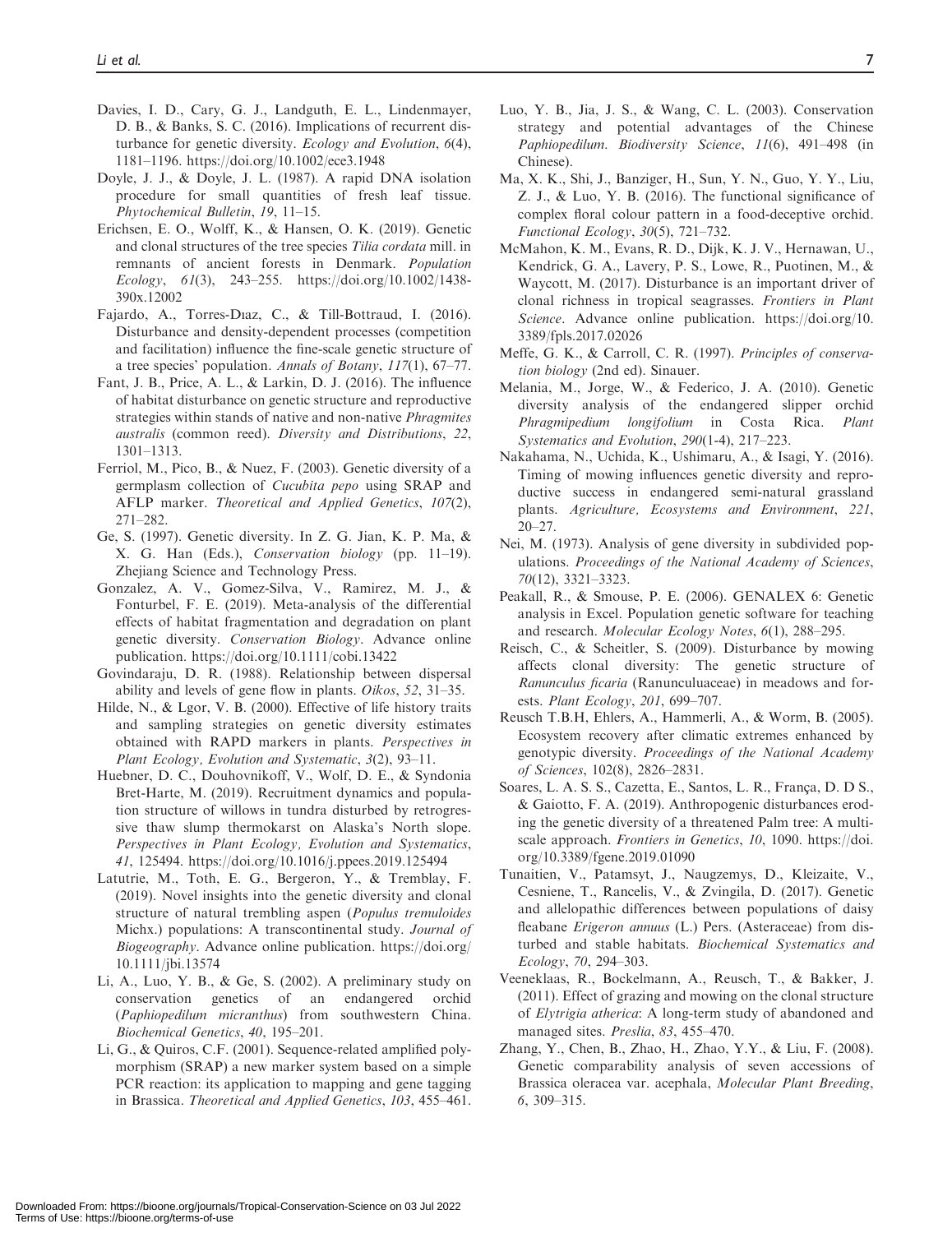Davies, I. D., Cary, G. J., Landguth, E. L., Lindenmayer, D. B., & Banks, S. C. (2016). Implications of recurrent disturbance for genetic diversity. *Ecology and Evolution*, *6*(4), 1181–1196. https://doi.org/10.1002/ece3.1948

Doyle, J. J., & Doyle, J. L. (1987). A rapid DNA isolation procedure for small quantities of fresh leaf tissue. *Phytochemical Bulletin*, *19*, 11–15.

Erichsen, E. O., Wolff, K., & Hansen, O. K. (2019). Genetic and clonal structures of the tree species *Tilia cordata* mill. in remnants of ancient forests in Denmark. *Population Ecology*, *61*(3), 243–255. https://doi.org/10.1002/1438-390x.12002

Fajardo, A., Torres-Dıaz, C., & Till-Bottraud, I. (2016). Disturbance and density-dependent processes (competition and facilitation) influence the fine-scale genetic structure of a tree species' population. *Annals of Botany*, *117*(1), 67–77.

Fant, J. B., Price, A. L., & Larkin, D. J. (2016). The influence of habitat disturbance on genetic structure and reproductive strategies within stands of native and non-native *Phragmites australis* (common reed). *Diversity and Distributions*, *22*, 1301–1313.

Ferriol, M., Pico, B., & Nuez, F. (2003). Genetic diversity of a germplasm collection of *Cucubita pepo* using SRAP and AFLP marker. *Theoretical and Applied Genetics*, *107*(2), 271–282.

Ge, S. (1997). Genetic diversity. In Z. G. Jian, K. P. Ma, & X. G. Han (Eds.), *Conservation biology* (pp. 11–19). Zhejiang Science and Technology Press.

Gonzalez, A. V., Gomez-Silva, V., Ramirez, M. J., & Fonturbel, F. E. (2019). Meta-analysis of the differential effects of habitat fragmentation and degradation on plant genetic diversity. *Conservation Biology*. Advance online publication. https://doi.org/10.1111/cobi.13422

Govindaraju, D. R. (1988). Relationship between dispersal ability and levels of gene flow in plants. *Oikos*, *52*, 31–35.

Hilde, N., & Lgor, V. B. (2000). Effective of life history traits and sampling strategies on genetic diversity estimates obtained with RAPD markers in plants. *Perspectives in Plant Ecology, Evolution and Systematic*, *3*(2), 93–11.

Huebner, D. C., Douhovnikoff, V., Wolf, D. E., & Syndonia Bret-Harte, M. (2019). Recruitment dynamics and population structure of willows in tundra disturbed by retrogressive thaw slump thermokarst on Alaska's North slope. *Perspectives in Plant Ecology, Evolution and Systematics*, *41*, 125494. https://doi.org/10.1016/j.ppees.2019.125494

Laturie, M., Toth, E. G., Bergeron, Y., & Tremblay, F. (2019). Novel insights into the genetic diversity and clonal structure of natural trembling aspen (*Populus tremuloides* Michx.) populations: A transcontinental study. *Journal of Biogeography*. Advance online publication. https://doi.org/10.1111/jbi.13574

Li, A., Luo, Y. B., & Ge, S. (2002). A preliminary study on conservation genetics of an endangered orchid (*Paphiopedilum micranthus*) from southwestern China. *Biochemical Genetics*, *40*, 195–201.

Li, G., & Quiros, C.F. (2001). Sequence-related amplified polymorphism (SRAP) a new marker system based on a simple PCR reaction: its application to mapping and gene tagging in Brassica. *Theoretical and Applied Genetics*, *103*, 455–461.

Luo, Y. B., Jia, J. S., & Wang, C. L. (2003). Conservation strategy and potential advantages of the Chinese *Paphiopedilum*. *Biodiversity Science*, *11*(6), 491–498 (in Chinese).

Ma, X. K., Shi, J., Banziger, H., Sun, Y. N., Guo, Y. Y., Liu, Z. J., & Luo, Y. B. (2016). The functional significance of complex floral colour pattern in a food-deceptive orchid. *Functional Ecology*, *30*(5), 721–732.

McMahon, K. M., Evans, R. D., Dijk, K. J. V., Hernawan, U., Kendrick, G. A., Lavery, P. S., Lowe, R., Puotinen, M., & Waycott, M. (2017). Disturbance is an important driver of clonal richness in tropical seagrasses. *Frontiers in Plant Science*. Advance online publication. https://doi.org/10.3389/fpls.2017.02026

Meffe, G. K., & Carroll, C. R. (1997). *Principles of conservation biology* (2nd ed). Sinauer.

Melania, M., Jorge, W., & Federico, J. A. (2010). Genetic diversity analysis of the endangered slipper orchid *Phragmipedium longifolium* in Costa Rica. *Plant Systematics and Evolution*, *290*(1-4), 217–223.

Nakahama, N., Uchida, K., Ushimaru, A., & Isagi, Y. (2016). Timing of mowing influences genetic diversity and reproductive success in endangered semi-natural grassland plants. *Agriculture, Ecosystems and Environment*, *221*, 20–27.

Nei, M. (1973). Analysis of gene diversity in subdivided populations. *Proceedings of the National Academy of Sciences*, *70*(12), 3321–3323.

Peakall, R., & Smouse, P. E. (2006). GENALEX 6: Genetic analysis in Excel. Population genetic software for teaching and research. *Molecular Ecology Notes*, *6*(1), 288–295.

Reisch, C., & Scheitler, S. (2009). Disturbance by mowing affects clonal diversity: The genetic structure of *Ranunculus ficaria* (Ranunculuaceae) in meadows and forests. *Plant Ecology*, *201*, 699–707.

Reusch T.B.H, Ehlers, A., Hammerli, A., & Worm, B. (2005). Ecosystem recovery after climatic extremes enhanced by genotypic diversity. *Proceedings of the National Academy of Sciences*, 102(8), 2826–2831.

Soares, L. A. S. S., Cazetta, E., Santos, L. R., França, D. D S., & Gaiotto, F. A. (2019). Anthropogenic disturbances eroding the genetic diversity of a threatened Palm tree: A multiscale approach. *Frontiers in Genetics*, *10*, 1090. https://doi.org/10.3389/fgene.2019.01090

Tunaitien, V., Patamsyt, J., Naugzemys, D., Kleizaite, V., Cesniene, T., Rancelis, V., & Zvingila, D. (2017). Genetic and allelopathic differences between populations of daisy fleabane *Erigeron annuus* (L.) Pers. (Asteraceae) from disturbed and stable habitats. *Biochemical Systematics and Ecology*, *70*, 294–303.

Veeneklaas, R., Bockelmann, A., Reusch, T., & Bakker, J. (2011). Effect of grazing and mowing on the clonal structure of *Elytrigia atherica*: A long-term study of abandoned and managed sites. *Preslia*, *83*, 455–470.

Zhang, Y., Chen, B., Zhao, H., Zhao, Y.Y., & Liu, F. (2008). Genetic comparability analysis of seven accessions of Brassica oleracea var. acephala, *Molecular Plant Breeding*, *6*, 309–315.